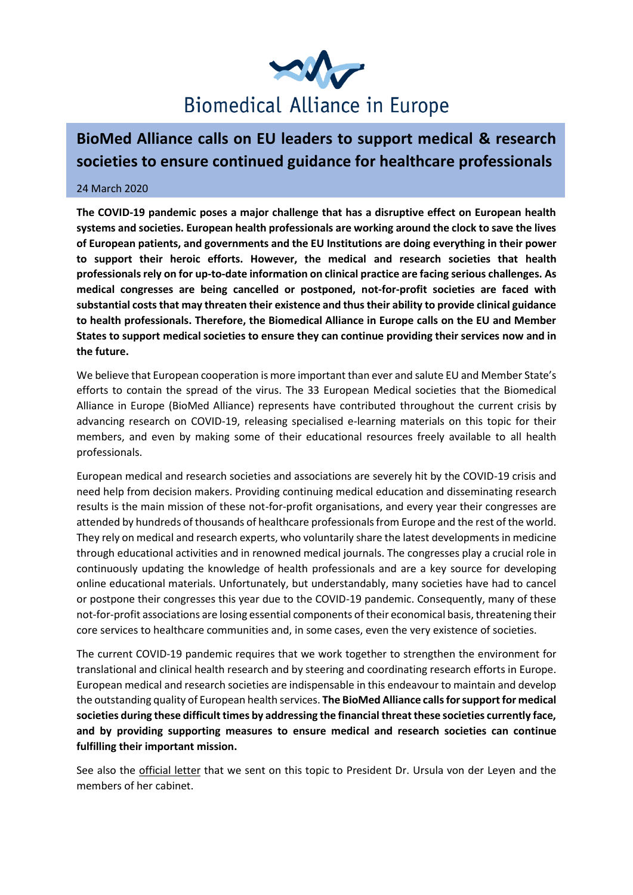Biomedical Alliance in Europe

# BioMed Alliance calls on EU leaders to support medical & research societies to ensure continued guidance for healthcare professionals

24 March 2020

**The COVID-19 pandemic poses a major challenge that has a disruptive effect on European health systems and societies. European health professionals are working around the clock to save the lives of European patients, and governments and the EU Institutions are doing everything in their power to support their heroic efforts. However, the medical and research societies that health professionals rely on for up-to-date information on clinical practice are facing serious challenges. As medical congresses are being cancelled or postponed, not-for-profit societies are faced with substantial costs that may threaten their existence and thus their ability to provide clinical guidance to health professionals. Therefore, the Biomedical Alliance in Europe calls on the EU and Member States to support medical societies to ensure they can continue providing their services now and in the future.**

We believe that European cooperation is more important than ever and salute EU and Member State's efforts to contain the spread of the virus. The 33 European Medical societies that the Biomedical Alliance in Europe (BioMed Alliance) represents have contributed throughout the current crisis by advancing research on COVID-19, releasing specialised e-learning materials on this topic for their members, and even by making some of their educational resources freely available to all health professionals.

European medical and research societies and associations are severely hit by the COVID-19 crisis and need help from decision makers. Providing continuing medical education and disseminating research results is the main mission of these not-for-profit organisations, and every year their congresses are attended by hundreds of thousands of healthcare professionals from Europe and the rest of the world. They rely on medical and research experts, who voluntarily share the latest developments in medicine through educational activities and in renowned medical journals. The congresses play a crucial role in continuously updating the knowledge of health professionals and are a key source for developing online educational materials. Unfortunately, but understandably, many societies have had to cancel or postpone their congresses this year due to the COVID-19 pandemic. Consequently, many of these not-for-profit associations are losing essential components of their economical basis, threatening their core services to healthcare communities and, in some cases, even the very existence of societies.

The current COVID-19 pandemic requires that we work together to strengthen the environment for translational and clinical health research and by steering and coordinating research efforts in Europe. European medical and research societies are indispensable in this endeavour to maintain and develop the outstanding quality of European health services. **The BioMed Alliance calls for support for medical societies during these difficult times by addressing the financial threat these societies currently face, and by providing supporting measures to ensure medical and research societies can continue fulfilling their important mission.**

See also the official letter that we sent on this topic to President Dr. Ursula von der Leyen and the members of her cabinet.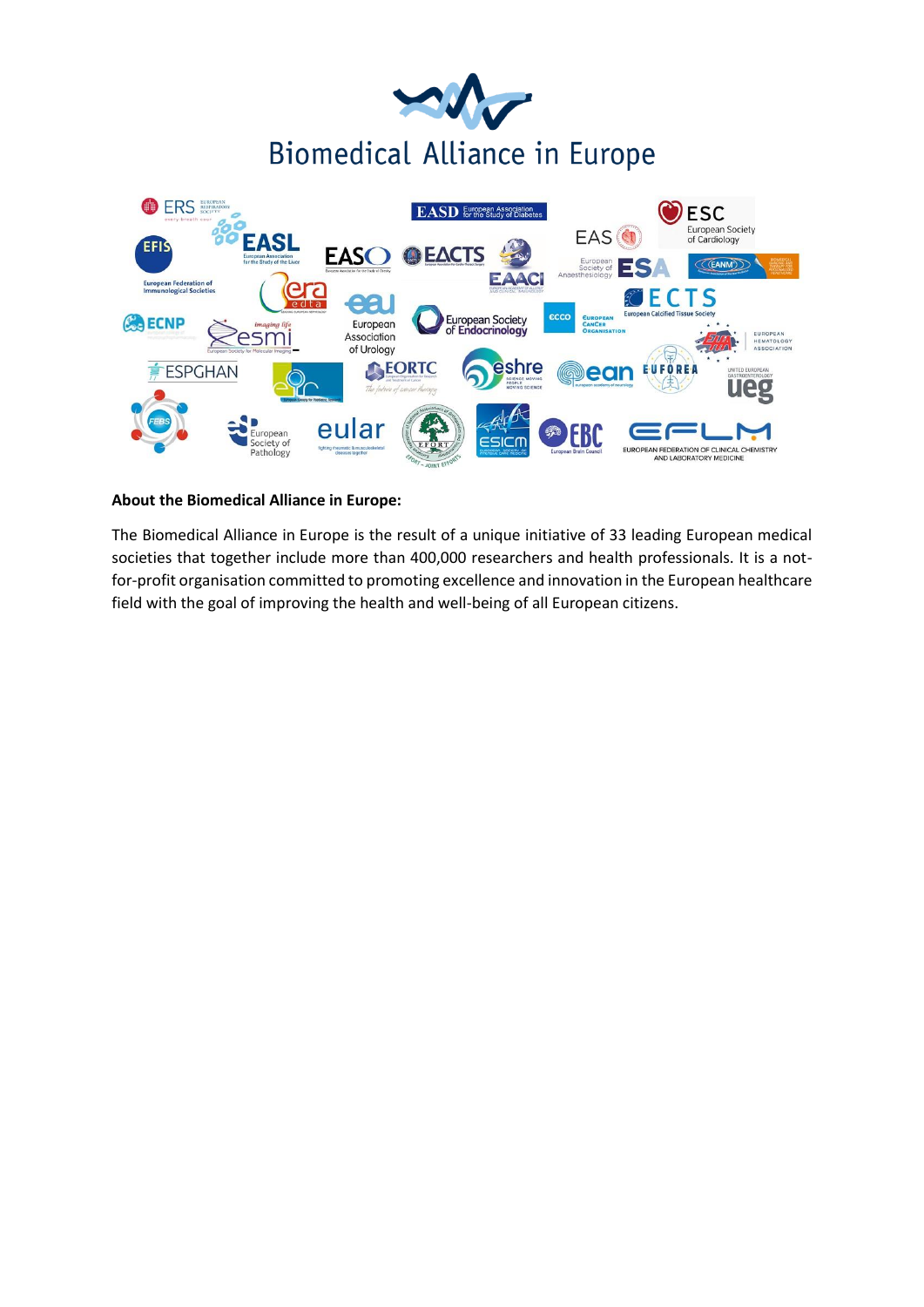Biomedical Alliance in Europe

**About the Biomedical Alliance in Europe:**

The Biomedical Alliance in Europe is the result of a unique initiative of 33 leading European medical societies that together include more than 400,000 researchers and health professionals. It is a not-for-profit organisation committed to promoting excellence and innovation in the European healthcare field with the goal of improving the health and well-being of all European citizens.